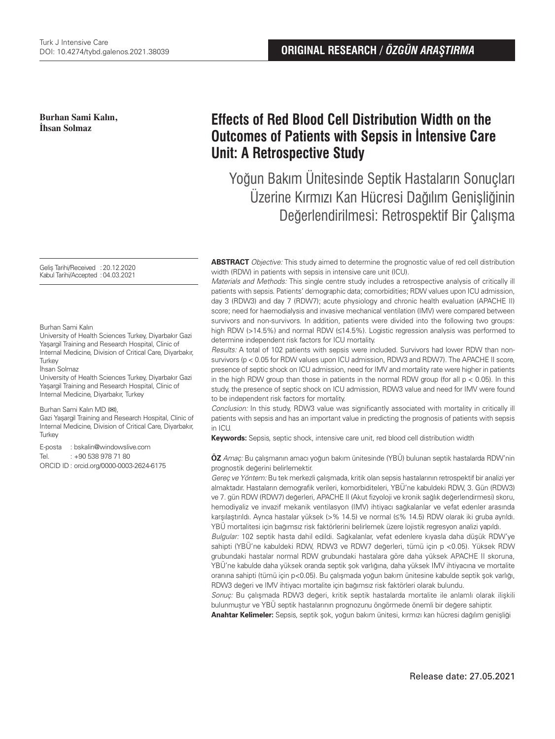**ORIGINAL RESEARCH / *ÖZGÜN ARAŞTIRMA***

**Burhan Sami Kalın, İhsan Solmaz**

# Effects of Red Blood Cell Distribution Width on the Outcomes of Patients with Sepsis in İntensive Care Unit: A Retrospective Study

## Yoğun Bakım Ünitesinde Septik Hastaların Sonuçları Üzerine Kırmızı Kan Hücresi Dağılım Genişliğinin Değerlendirilmesi: Retrospektif Bir Çalışma

Geliş Tarihi/Received : 20.12.2020
Kabul Tarihi/Accepted : 04.03.2021

Burhan Sami Kalın
University of Health Sciences Turkey, Diyarbakır Gazi Yaşargil Training and Research Hospital, Clinic of Internal Medicine, Division of Critical Care, Diyarbakır, Turkey

İhsan Solmaz
University of Health Sciences Turkey, Diyarbakır Gazi Yaşargil Training and Research Hospital, Clinic of Internal Medicine, Diyarbakır, Turkey

Burhan Sami Kalın MD (✉),
Gazi Yaşargil Training and Research Hospital, Clinic of Internal Medicine, Division of Critical Care, Diyarbakır, Turkey

E-posta : bskalin@windowslive.com
Tel. : +90 538 978 71 80
ORCID ID : orcid.org/0000-0003-2624-6175

**ABSTRACT** *Objective:* This study aimed to determine the prognostic value of red cell distribution width (RDW) in patients with sepsis in intensive care unit (ICU).

*Materials and Methods:* This single centre study includes a retrospective analysis of critically ill patients with sepsis. Patients' demographic data; comorbidities; RDW values upon ICU admission, day 3 (RDW3) and day 7 (RDW7); acute physiology and chronic health evaluation (APACHE II) score; need for haemodialysis and invasive mechanical ventilation (IMV) were compared between survivors and non-survivors. In addition, patients were divided into the following two groups: high RDW (>14.5%) and normal RDW (≤14.5%). Logistic regression analysis was performed to determine independent risk factors for ICU mortality.

*Results:* A total of 102 patients with sepsis were included. Survivors had lower RDW than non-survivors ($p < 0.05$ for RDW values upon ICU admission, RDW3 and RDW7). The APACHE II score, presence of septic shock on ICU admission, need for IMV and mortality rate were higher in patients in the high RDW group than those in patients in the normal RDW group (for all $p < 0.05$). In this study, the presence of septic shock on ICU admission, RDW3 value and need for IMV were found to be independent risk factors for mortality.

*Conclusion:* In this study, RDW3 value was significantly associated with mortality in critically ill patients with sepsis and has an important value in predicting the prognosis of patients with sepsis in ICU.

**Keywords:** Sepsis, septic shock, intensive care unit, red blood cell distribution width

**ÖZ** *Amaç:* Bu çalışmanın amacı yoğun bakım ünitesinde (YBÜ) bulunan septik hastalarda RDW'nin prognostik değerini belirlemektir.

*Gereç ve Yöntem:* Bu tek merkezli çalışmada, kritik olan sepsis hastalarının retrospektif bir analizi yer almaktadır. Hastaların demografik verileri, komorbiditeleri, YBÜ'ne kabuldeki RDW, 3. Gün (RDW3) ve 7. gün RDW (RDW7) değerleri, APACHE II (Akut fizyoloji ve kronik sağlık değerlendirmesi) skoru, hemodiyaliz ve invazif mekanik ventilasyon (IMV) ihtiyacı sağkalanlar ve vefat edenler arasında karşılaştırıldı. Ayrıca hastalar yüksek (>% 14.5) ve normal (≤% 14.5) RDW olarak iki gruba ayrıldı. YBÜ mortalitesi için bağımsız risk faktörlerini belirlemek üzere lojistik regresyon analizi yapıldı.

*Bulgular:* 102 septik hasta dahil edildi. Sağkalanlar, vefat edenlere kıyasla daha düşük RDW'ye sahipti (YBÜ'ne kabuldeki RDW, RDW3 ve RDW7 değerleri, tümü için p <0.05). Yüksek RDW grubundaki hastalar normal RDW grubundaki hastalara göre daha yüksek APACHE II skoruna, YBÜ'ne kabulde daha yüksek oranda septik şok varlığına, daha yüksek IMV ihtiyacına ve mortalite oranına sahipti (tümü için p<0.05). Bu çalışmada yoğun bakım ünitesine kabulde septik şok varlığı, RDW3 değeri ve IMV ihtiyacı mortalite için bağımsız risk faktörleri olarak bulundu.

*Sonuç:* Bu çalışmada RDW3 değeri, kritik septik hastalarda mortalite ile anlamlı olarak ilişkili bulunmuştur ve YBÜ septik hastalarının prognozunu öngörmede önemli bir değere sahiptir.

**Anahtar Kelimeler:** Sepsis, septik şok, yoğun bakım ünitesi, kırmızı kan hücresi dağılım genişliği

Release date: 27.05.2021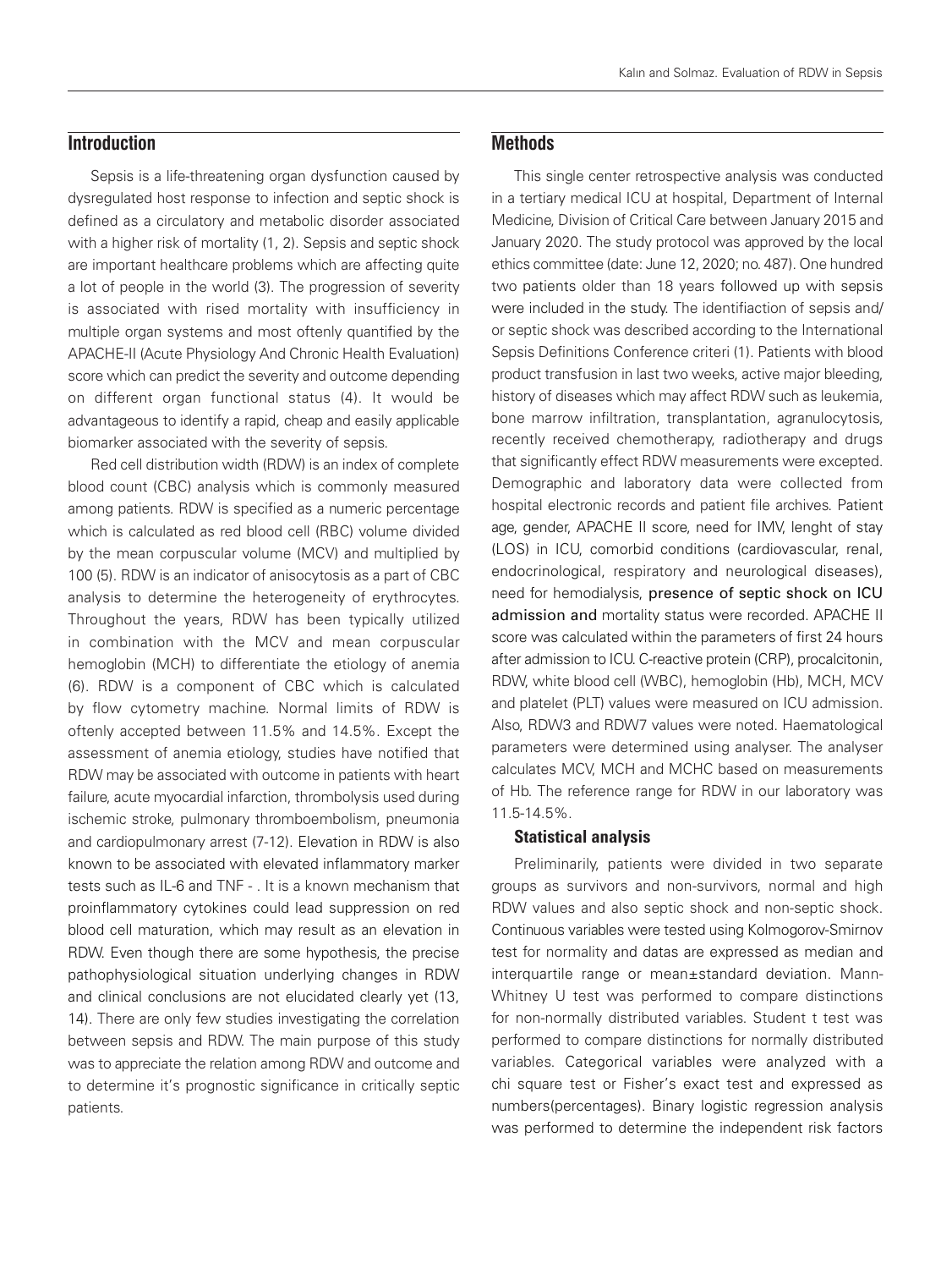## Introduction

Sepsis is a life-threatening organ dysfunction caused by dysregulated host response to infection and septic shock is defined as a circulatory and metabolic disorder associated with a higher risk of mortality (1, 2). Sepsis and septic shock are important healthcare problems which are affecting quite a lot of people in the world (3). The progression of severity is associated with rised mortality with insufficiency in multiple organ systems and most oftenly quantified by the APACHE-II (Acute Physiology And Chronic Health Evaluation) score which can predict the severity and outcome depending on different organ functional status (4). It would be advantageous to identify a rapid, cheap and easily applicable biomarker associated with the severity of sepsis.

Red cell distribution width (RDW) is an index of complete blood count (CBC) analysis which is commonly measured among patients. RDW is specified as a numeric percentage which is calculated as red blood cell (RBC) volume divided by the mean corpuscular volume (MCV) and multiplied by 100 (5). RDW is an indicator of anisocytosis as a part of CBC analysis to determine the heterogeneity of erythrocytes. Throughout the years, RDW has been typically utilized in combination with the MCV and mean corpuscular hemoglobin (MCH) to differentiate the etiology of anemia (6). RDW is a component of CBC which is calculated by flow cytometry machine. Normal limits of RDW is oftenly accepted between 11.5% and 14.5%. Except the assessment of anemia etiology, studies have notified that RDW may be associated with outcome in patients with heart failure, acute myocardial infarction, thrombolysis used during ischemic stroke, pulmonary thromboembolism, pneumonia and cardiopulmonary arrest (7-12). Elevation in RDW is also known to be associated with elevated inflammatory marker tests such as IL-6 and TNF - . It is a known mechanism that proinflammatory cytokines could lead suppression on red blood cell maturation, which may result as an elevation in RDW. Even though there are some hypothesis, the precise pathophysiological situation underlying changes in RDW and clinical conclusions are not elucidated clearly yet (13, 14). There are only few studies investigating the correlation between sepsis and RDW. The main purpose of this study was to appreciate the relation among RDW and outcome and to determine it's prognostic significance in critically septic patients.

## Methods

This single center retrospective analysis was conducted in a tertiary medical ICU at hospital, Department of Internal Medicine, Division of Critical Care between January 2015 and January 2020. The study protocol was approved by the local ethics committee (date: June 12, 2020; no. 487). One hundred two patients older than 18 years followed up with sepsis were included in the study. The identifiaction of sepsis and/or septic shock was described according to the International Sepsis Definitions Conference criteri (1). Patients with blood product transfusion in last two weeks, active major bleeding, history of diseases which may affect RDW such as leukemia, bone marrow infiltration, transplantation, agranulocytosis, recently received chemotherapy, radiotherapy and drugs that significantly effect RDW measurements were excepted. Demographic and laboratory data were collected from hospital electronic records and patient file archives. Patient age, gender, APACHE II score, need for IMV, lenght of stay (LOS) in ICU, comorbid conditions (cardiovascular, renal, endocrinological, respiratory and neurological diseases), need for hemodialysis, presence of septic shock on ICU admission and mortality status were recorded. APACHE II score was calculated within the parameters of first 24 hours after admission to ICU. C-reactive protein (CRP), procalcitonin, RDW, white blood cell (WBC), hemoglobin (Hb), MCH, MCV and platelet (PLT) values were measured on ICU admission. Also, RDW3 and RDW7 values were noted. Haematological parameters were determined using analyser. The analyser calculates MCV, MCH and MCHC based on measurements of Hb. The reference range for RDW in our laboratory was 11.5-14.5%.

### Statistical analysis

Preliminarily, patients were divided in two separate groups as survivors and non-survivors, normal and high RDW values and also septic shock and non-septic shock. Continuous variables were tested using Kolmogorov-Smirnov test for normality and datas are expressed as median and interquartile range or mean±standard deviation. Mann-Whitney U test was performed to compare distinctions for non-normally distributed variables. Student t test was performed to compare distinctions for normally distributed variables. Categorical variables were analyzed with a chi square test or Fisher's exact test and expressed as numbers(percentages). Binary logistic regression analysis was performed to determine the independent risk factors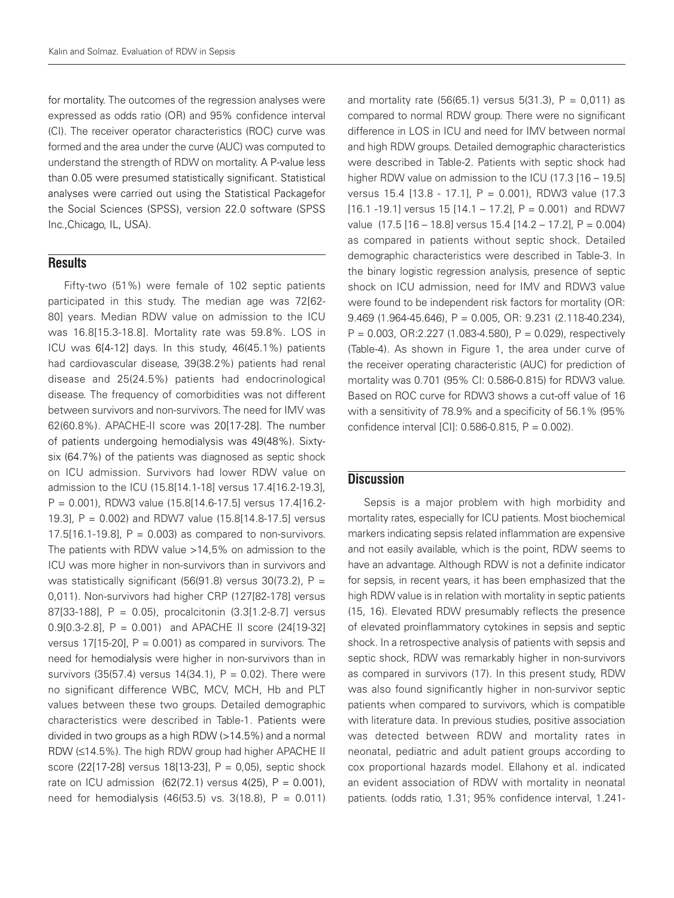for mortality. The outcomes of the regression analyses were expressed as odds ratio (OR) and 95% confidence interval (CI). The receiver operator characteristics (ROC) curve was formed and the area under the curve (AUC) was computed to understand the strength of RDW on mortality. A P-value less than 0.05 were presumed statistically significant. Statistical analyses were carried out using the Statistical Packagefor the Social Sciences (SPSS), version 22.0 software (SPSS Inc.,Chicago, IL, USA).

## Results

Fifty-two (51%) were female of 102 septic patients participated in this study. The median age was 72[62-80] years. Median RDW value on admission to the ICU was 16.8[15.3-18.8]. Mortality rate was 59.8%. LOS in ICU was 6[4-12] days. In this study, 46(45.1%) patients had cardiovascular disease, 39(38.2%) patients had renal disease and 25(24.5%) patients had endocrinological disease. The frequency of comorbidities was not different between survivors and non-survivors. The need for IMV was 62(60.8%). APACHE-II score was 20[17-28]. The number of patients undergoing hemodialysis was 49(48%). Sixty-six (64.7%) of the patients was diagnosed as septic shock on ICU admission. Survivors had lower RDW value on admission to the ICU (15.8[14.1-18] versus 17.4[16.2-19.3], P = 0.001), RDW3 value (15.8[14.6-17.5] versus 17.4[16.2-19.3], P = 0.002) and RDW7 value (15.8[14.8-17.5] versus 17.5[16.1-19.8], P = 0.003) as compared to non-survivors. The patients with RDW value >14,5% on admission to the ICU was more higher in non-survivors than in survivors and was statistically significant (56(91.8) versus 30(73.2), P = 0,011). Non-survivors had higher CRP (127[82-178] versus 87[33-188], P = 0.05), procalcitonin (3.3[1.2-8.7] versus 0.9[0.3-2.8], P = 0.001) and APACHE II score (24[19-32] versus 17[15-20], P = 0.001) as compared in survivors. The need for hemodialysis were higher in non-survivors than in survivors (35(57.4) versus 14(34.1), P = 0.02). There were no significant difference WBC, MCV, MCH, Hb and PLT values between these two groups. Detailed demographic characteristics were described in Table-1. Patients were divided in two groups as a high RDW (>14.5%) and a normal RDW (≤14.5%). The high RDW group had higher APACHE II score (22[17-28] versus 18[13-23], P = 0,05), septic shock rate on ICU admission (62(72.1) versus 4(25), P = 0.001), need for hemodialysis (46(53.5) vs. 3(18.8), P = 0.011) and mortality rate (56(65.1) versus 5(31.3), P = 0,011) as compared to normal RDW group. There were no significant difference in LOS in ICU and need for IMV between normal and high RDW groups. Detailed demographic characteristics were described in Table-2. Patients with septic shock had higher RDW value on admission to the ICU (17.3 [16 – 19.5] versus 15.4 [13.8 - 17.1], P = 0.001), RDW3 value (17.3 [16.1 -19.1] versus 15 [14.1 – 17.2], P = 0.001) and RDW7 value (17.5 [16 – 18.8] versus 15.4 [14.2 – 17.2], P = 0.004) as compared in patients without septic shock. Detailed demographic characteristics were described in Table-3. In the binary logistic regression analysis, presence of septic shock on ICU admission, need for IMV and RDW3 value were found to be independent risk factors for mortality (OR: 9.469 (1.964-45.646), P = 0.005, OR: 9.231 (2.118-40.234), P = 0.003, OR:2.227 (1.083-4.580), P = 0.029), respectively (Table-4). As shown in Figure 1, the area under curve of the receiver operating characteristic (AUC) for prediction of mortality was 0.701 (95% CI: 0.586-0.815) for RDW3 value. Based on ROC curve for RDW3 shows a cut-off value of 16 with a sensitivity of 78.9% and a specificity of 56.1% (95% confidence interval [CI]: 0.586-0.815, P = 0.002).

## Discussion

Sepsis is a major problem with high morbidity and mortality rates, especially for ICU patients. Most biochemical markers indicating sepsis related inflammation are expensive and not easily available, which is the point, RDW seems to have an advantage. Although RDW is not a definite indicator for sepsis, in recent years, it has been emphasized that the high RDW value is in relation with mortality in septic patients (15, 16). Elevated RDW presumably reflects the presence of elevated proinflammatory cytokines in sepsis and septic shock. In a retrospective analysis of patients with sepsis and septic shock, RDW was remarkably higher in non-survivors as compared in survivors (17). In this present study, RDW was also found significantly higher in non-survivor septic patients when compared to survivors, which is compatible with literature data. In previous studies, positive association was detected between RDW and mortality rates in neonatal, pediatric and adult patient groups according to cox proportional hazards model. Ellahony et al. indicated an evident association of RDW with mortality in neonatal patients. (odds ratio, 1.31; 95% confidence interval, 1.241-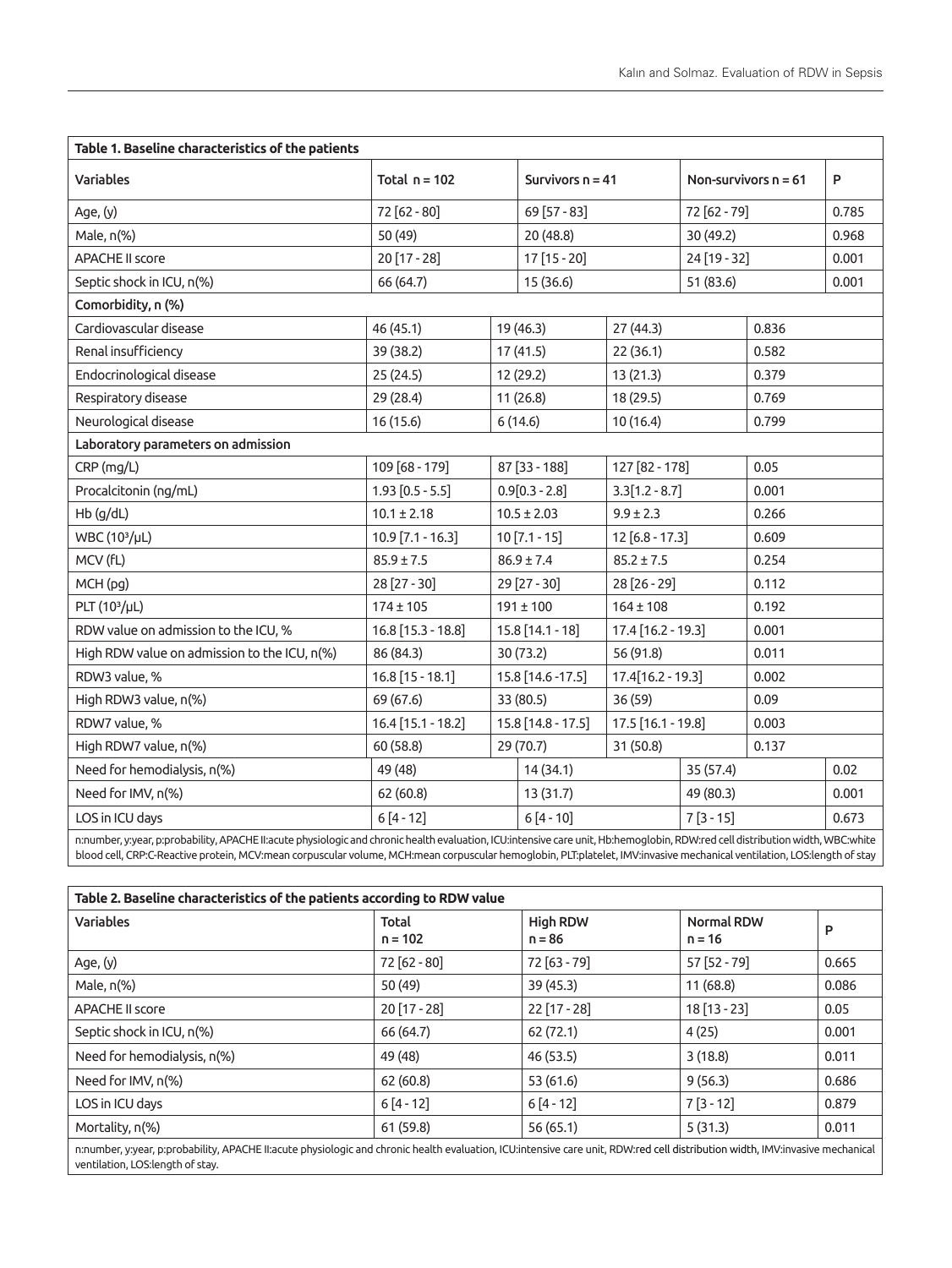**Table 1. Baseline characteristics of the patients**

| Variables | Total n = 102 | Survivors n = 41 | Non-survivors n = 61 | P |
|---|---|---|---|---|
| Age, (y) | 72 [62 - 80] | 69 [57 - 83] | 72 [62 - 79] | 0.785 |
| Male, n(%) | 50 (49) | 20 (48.8) | 30 (49.2) | 0.968 |
| APACHE II score | 20 [17 - 28] | 17 [15 - 20] | 24 [19 - 32] | 0.001 |
| Septic shock in ICU, n(%) | 66 (64.7) | 15 (36.6) | 51 (83.6) | 0.001 |
| **Comorbidity, n (%)** | | | | |
| Cardiovascular disease | 46 (45.1) | 19 (46.3) | 27 (44.3) | 0.836 |
| Renal insufficiency | 39 (38.2) | 17 (41.5) | 22 (36.1) | 0.582 |
| Endocrinological disease | 25 (24.5) | 12 (29.2) | 13 (21.3) | 0.379 |
| Respiratory disease | 29 (28.4) | 11 (26.8) | 18 (29.5) | 0.769 |
| Neurological disease | 16 (15.6) | 6 (14.6) | 10 (16.4) | 0.799 |
| **Laboratory parameters on admission** | | | | |
| CRP (mg/L) | 109 [68 - 179] | 87 [33 - 188] | 127 [82 - 178] | 0.05 |
| Procalcitonin (ng/mL) | 1.93 [0.5 - 5.5] | 0.9[0.3 - 2.8] | 3.3[1.2 - 8.7] | 0.001 |
| Hb (g/dL) | 10.1 ± 2.18 | 10.5 ± 2.03 | 9.9 ± 2.3 | 0.266 |
| WBC ($10^3$/μL) | 10.9 [7.1 - 16.3] | 10 [7.1 - 15] | 12 [6.8 - 17.3] | 0.609 |
| MCV (fL) | 85.9 ± 7.5 | 86.9 ± 7.4 | 85.2 ± 7.5 | 0.254 |
| MCH (pg) | 28 [27 - 30] | 29 [27 - 30] | 28 [26 - 29] | 0.112 |
| PLT ($10^3$/μL) | 174 ± 105 | 191 ± 100 | 164 ± 108 | 0.192 |
| RDW value on admission to the ICU, % | 16.8 [15.3 - 18.8] | 15.8 [14.1 - 18] | 17.4 [16.2 - 19.3] | 0.001 |
| High RDW value on admission to the ICU, n(%) | 86 (84.3) | 30 (73.2) | 56 (91.8) | 0.011 |
| RDW3 value, % | 16.8 [15 - 18.1] | 15.8 [14.6 -17.5] | 17.4[16.2 - 19.3] | 0.002 |
| High RDW3 value, n(%) | 69 (67.6) | 33 (80.5) | 36 (59) | 0.09 |
| RDW7 value, % | 16.4 [15.1 - 18.2] | 15.8 [14.8 - 17.5] | 17.5 [16.1 - 19.8] | 0.003 |
| High RDW7 value, n(%) | 60 (58.8) | 29 (70.7) | 31 (50.8) | 0.137 |
| Need for hemodialysis, n(%) | 49 (48) | 14 (34.1) | 35 (57.4) | 0.02 |
| Need for IMV, n(%) | 62 (60.8) | 13 (31.7) | 49 (80.3) | 0.001 |
| LOS in ICU days | 6 [4 - 12] | 6 [4 - 10] | 7 [3 - 15] | 0.673 |

n:number, y:year, p:probability, APACHE II:acute physiologic and chronic health evaluation, ICU:intensive care unit, Hb:hemoglobin, RDW:red cell distribution width, WBC:white blood cell, CRP:C-Reactive protein, MCV:mean corpuscular volume, MCH:mean corpuscular hemoglobin, PLT:platelet, IMV:invasive mechanical ventilation, LOS:length of stay

**Table 2. Baseline characteristics of the patients according to RDW value**

| Variables | Total n = 102 | High RDW n = 86 | Normal RDW n = 16 | P |
|---|---|---|---|---|
| Age, (y) | 72 [62 - 80] | 72 [63 - 79] | 57 [52 - 79] | 0.665 |
| Male, n(%) | 50 (49) | 39 (45.3) | 11 (68.8) | 0.086 |
| APACHE II score | 20 [17 - 28] | 22 [17 - 28] | 18 [13 - 23] | 0.05 |
| Septic shock in ICU, n(%) | 66 (64.7) | 62 (72.1) | 4 (25) | 0.001 |
| Need for hemodialysis, n(%) | 49 (48) | 46 (53.5) | 3 (18.8) | 0.011 |
| Need for IMV, n(%) | 62 (60.8) | 53 (61.6) | 9 (56.3) | 0.686 |
| LOS in ICU days | 6 [4 - 12] | 6 [4 - 12] | 7 [3 - 12] | 0.879 |
| Mortality, n(%) | 61 (59.8) | 56 (65.1) | 5 (31.3) | 0.011 |

n:number, y:year, p:probability, APACHE II:acute physiologic and chronic health evaluation, ICU:intensive care unit, RDW:red cell distribution width, IMV:invasive mechanical ventilation, LOS:length of stay.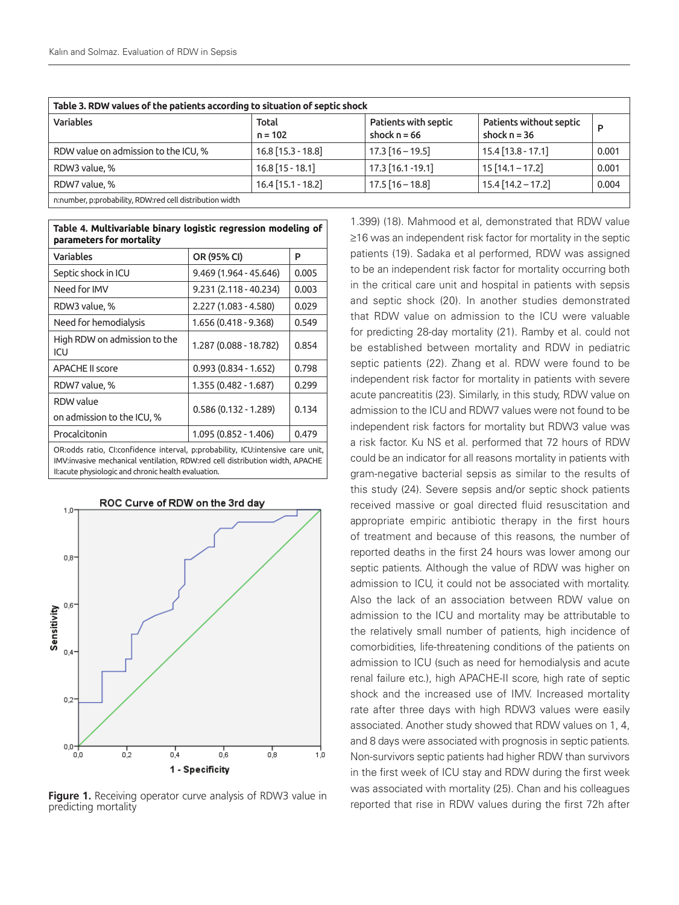**Table 3. RDW values of the patients according to situation of septic shock**

| Variables | Total n = 102 | Patients with septic shock n = 66 | Patients without septic shock n = 36 | P |
|---|---|---|---|---|
| RDW value on admission to the ICU, % | 16.8 [15.3 - 18.8] | 17.3 [16 – 19.5] | 15.4 [13.8 - 17.1] | 0.001 |
| RDW3 value, % | 16.8 [15 - 18.1] | 17.3 [16.1 -19.1] | 15 [14.1 – 17.2] | 0.001 |
| RDW7 value, % | 16.4 [15.1 - 18.2] | 17.5 [16 – 18.8] | 15.4 [14.2 – 17.2] | 0.004 |

n:number, p:probability, RDW:red cell distribution width

**Table 4. Multivariable binary logistic regression modeling of parameters for mortality**

| Variables | OR (95% CI) | P |
|---|---|---|
| Septic shock in ICU | 9.469 (1.964 - 45.646) | 0.005 |
| Need for IMV | 9.231 (2.118 - 40.234) | 0.003 |
| RDW3 value, % | 2.227 (1.083 - 4.580) | 0.029 |
| Need for hemodialysis | 1.656 (0.418 - 9.368) | 0.549 |
| High RDW on admission to the ICU | 1.287 (0.088 - 18.782) | 0.854 |
| APACHE II score | 0.993 (0.834 - 1.652) | 0.798 |
| RDW7 value, % | 1.355 (0.482 - 1.687) | 0.299 |
| RDW value on admission to the ICU, % | 0.586 (0.132 - 1.289) | 0.134 |
| Procalcitonin | 1.095 (0.852 - 1.406) | 0.479 |

OR:odds ratio, CI:confidence interval, p:probability, ICU:intensive care unit, IMV:invasive mechanical ventilation, RDW:red cell distribution width, APACHE II:acute physiologic and chronic health evaluation.

**Figure 1.** Receiving operator curve analysis of RDW3 value in predicting mortality

1.399) (18). Mahmood et al, demonstrated that RDW value ≥16 was an independent risk factor for mortality in the septic patients (19). Sadaka et al performed, RDW was assigned to be an independent risk factor for mortality occurring both in the critical care unit and hospital in patients with sepsis and septic shock (20). In another studies demonstrated that RDW value on admission to the ICU were valuable for predicting 28-day mortality (21). Ramby et al. could not be established between mortality and RDW in pediatric septic patients (22). Zhang et al. RDW were found to be independent risk factor for mortality in patients with severe acute pancreatitis (23). Similarly, in this study, RDW value on admission to the ICU and RDW7 values were not found to be independent risk factors for mortality but RDW3 value was a risk factor. Ku NS et al. performed that 72 hours of RDW could be an indicator for all reasons mortality in patients with gram-negative bacterial sepsis as similar to the results of this study (24). Severe sepsis and/or septic shock patients received massive or goal directed fluid resuscitation and appropriate empiric antibiotic therapy in the first hours of treatment and because of this reasons, the number of reported deaths in the first 24 hours was lower among our septic patients. Although the value of RDW was higher on admission to ICU, it could not be associated with mortality. Also the lack of an association between RDW value on admission to the ICU and mortality may be attributable to the relatively small number of patients, high incidence of comorbidities, life-threatening conditions of the patients on admission to ICU (such as need for hemodialysis and acute renal failure etc.), high APACHE-II score, high rate of septic shock and the increased use of IMV. Increased mortality rate after three days with high RDW3 values were easily associated. Another study showed that RDW values on 1, 4, and 8 days were associated with prognosis in septic patients. Non-survivors septic patients had higher RDW than survivors in the first week of ICU stay and RDW during the first week was associated with mortality (25). Chan and his colleagues reported that rise in RDW values during the first 72h after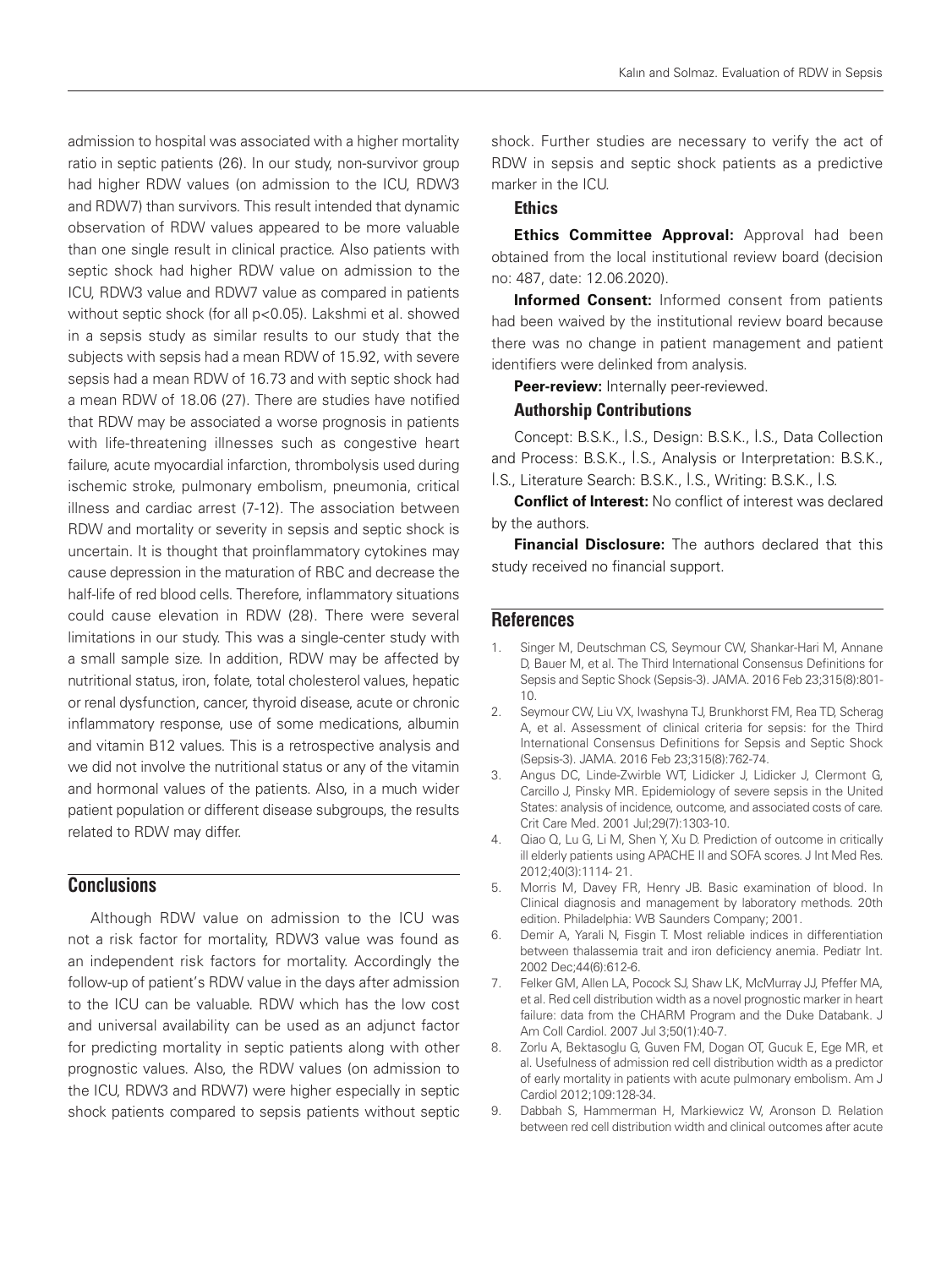admission to hospital was associated with a higher mortality ratio in septic patients (26). In our study, non-survivor group had higher RDW values (on admission to the ICU, RDW3 and RDW7) than survivors. This result intended that dynamic observation of RDW values appeared to be more valuable than one single result in clinical practice. Also patients with septic shock had higher RDW value on admission to the ICU, RDW3 value and RDW7 value as compared in patients without septic shock (for all $p<0.05$). Lakshmi et al. showed in a sepsis study as similar results to our study that the subjects with sepsis had a mean RDW of 15.92, with severe sepsis had a mean RDW of 16.73 and with septic shock had a mean RDW of 18.06 (27). There are studies have notified that RDW may be associated a worse prognosis in patients with life-threatening illnesses such as congestive heart failure, acute myocardial infarction, thrombolysis used during ischemic stroke, pulmonary embolism, pneumonia, critical illness and cardiac arrest (7-12). The association between RDW and mortality or severity in sepsis and septic shock is uncertain. It is thought that proinflammatory cytokines may cause depression in the maturation of RBC and decrease the half-life of red blood cells. Therefore, inflammatory situations could cause elevation in RDW (28). There were several limitations in our study. This was a single-center study with a small sample size. In addition, RDW may be affected by nutritional status, iron, folate, total cholesterol values, hepatic or renal dysfunction, cancer, thyroid disease, acute or chronic inflammatory response, use of some medications, albumin and vitamin B12 values. This is a retrospective analysis and we did not involve the nutritional status or any of the vitamin and hormonal values of the patients. Also, in a much wider patient population or different disease subgroups, the results related to RDW may differ.

## Conclusions

Although RDW value on admission to the ICU was not a risk factor for mortality, RDW3 value was found as an independent risk factors for mortality. Accordingly the follow-up of patient's RDW value in the days after admission to the ICU can be valuable. RDW which has the low cost and universal availability can be used as an adjunct factor for predicting mortality in septic patients along with other prognostic values. Also, the RDW values (on admission to the ICU, RDW3 and RDW7) were higher especially in septic shock patients compared to sepsis patients without septic shock. Further studies are necessary to verify the act of RDW in sepsis and septic shock patients as a predictive marker in the ICU.

### Ethics

**Ethics Committee Approval:** Approval had been obtained from the local institutional review board (decision no: 487, date: 12.06.2020).

**Informed Consent:** Informed consent from patients had been waived by the institutional review board because there was no change in patient management and patient identifiers were delinked from analysis.

**Peer-review:** Internally peer-reviewed.

### Authorship Contributions

Concept: B.S.K., İ.S., Design: B.S.K., İ.S., Data Collection and Process: B.S.K., İ.S., Analysis or Interpretation: B.S.K., İ.S., Literature Search: B.S.K., İ.S., Writing: B.S.K., İ.S.

**Conflict of Interest:** No conflict of interest was declared by the authors.

**Financial Disclosure:** The authors declared that this study received no financial support.

## References

1. Singer M, Deutschman CS, Seymour CW, Shankar-Hari M, Annane D, Bauer M, et al. The Third International Consensus Definitions for Sepsis and Septic Shock (Sepsis-3). JAMA. 2016 Feb 23;315(8):801-10.
2. Seymour CW, Liu VX, Iwashyna TJ, Brunkhorst FM, Rea TD, Scherag A, et al. Assessment of clinical criteria for sepsis: for the Third International Consensus Definitions for Sepsis and Septic Shock (Sepsis-3). JAMA. 2016 Feb 23;315(8):762-74.
3. Angus DC, Linde-Zwirble WT, Lidicker J, Lidicker J, Clermont G, Carcillo J, Pinsky MR. Epidemiology of severe sepsis in the United States: analysis of incidence, outcome, and associated costs of care. Crit Care Med. 2001 Jul;29(7):1303-10.
4. Qiao Q, Lu G, Li M, Shen Y, Xu D. Prediction of outcome in critically ill elderly patients using APACHE II and SOFA scores. J Int Med Res. 2012;40(3):1114- 21.
5. Morris M, Davey FR, Henry JB. Basic examination of blood. In Clinical diagnosis and management by laboratory methods. 20th edition. Philadelphia: WB Saunders Company; 2001.
6. Demir A, Yarali N, Fisgin T. Most reliable indices in differentiation between thalassemia trait and iron deficiency anemia. Pediatr Int. 2002 Dec;44(6):612-6.
7. Felker GM, Allen LA, Pocock SJ, Shaw LK, McMurray JJ, Pfeffer MA, et al. Red cell distribution width as a novel prognostic marker in heart failure: data from the CHARM Program and the Duke Databank. J Am Coll Cardiol. 2007 Jul 3;50(1):40-7.
8. Zorlu A, Bektasoglu G, Guven FM, Dogan OT, Gucuk E, Ege MR, et al. Usefulness of admission red cell distribution width as a predictor of early mortality in patients with acute pulmonary embolism. Am J Cardiol 2012;109:128-34.
9. Dabbah S, Hammerman H, Markiewicz W, Aronson D. Relation between red cell distribution width and clinical outcomes after acute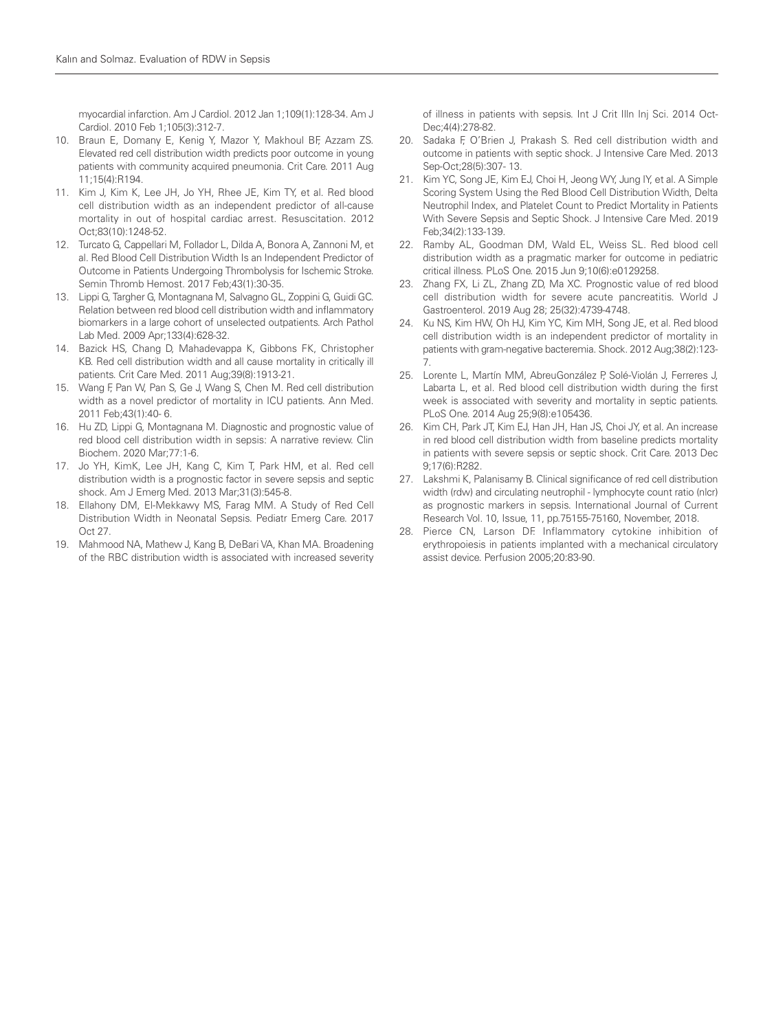myocardial infarction. Am J Cardiol. 2012 Jan 1;109(1):128-34. Am J Cardiol. 2010 Feb 1;105(3):312-7.

10. Braun E, Domany E, Kenig Y, Mazor Y, Makhoul BF, Azzam ZS. Elevated red cell distribution width predicts poor outcome in young patients with community acquired pneumonia. Crit Care. 2011 Aug 11;15(4):R194.
11. Kim J, Kim K, Lee JH, Jo YH, Rhee JE, Kim TY, et al. Red blood cell distribution width as an independent predictor of all-cause mortality in out of hospital cardiac arrest. Resuscitation. 2012 Oct;83(10):1248-52.
12. Turcato G, Cappellari M, Follador L, Dilda A, Bonora A, Zannoni M, et al. Red Blood Cell Distribution Width Is an Independent Predictor of Outcome in Patients Undergoing Thrombolysis for Ischemic Stroke. Semin Thromb Hemost. 2017 Feb;43(1):30-35.
13. Lippi G, Targher G, Montagnana M, Salvagno GL, Zoppini G, Guidi GC. Relation between red blood cell distribution width and inflammatory biomarkers in a large cohort of unselected outpatients. Arch Pathol Lab Med. 2009 Apr;133(4):628-32.
14. Bazick HS, Chang D, Mahadevappa K, Gibbons FK, Christopher KB. Red cell distribution width and all cause mortality in critically ill patients. Crit Care Med. 2011 Aug;39(8):1913-21.
15. Wang F, Pan W, Pan S, Ge J, Wang S, Chen M. Red cell distribution width as a novel predictor of mortality in ICU patients. Ann Med. 2011 Feb;43(1):40- 6.
16. Hu ZD, Lippi G, Montagnana M. Diagnostic and prognostic value of red blood cell distribution width in sepsis: A narrative review. Clin Biochem. 2020 Mar;77:1-6.
17. Jo YH, KimK, Lee JH, Kang C, Kim T, Park HM, et al. Red cell distribution width is a prognostic factor in severe sepsis and septic shock. Am J Emerg Med. 2013 Mar;31(3):545-8.
18. Ellahony DM, El-Mekkawy MS, Farag MM. A Study of Red Cell Distribution Width in Neonatal Sepsis. Pediatr Emerg Care. 2017 Oct 27.
19. Mahmood NA, Mathew J, Kang B, DeBari VA, Khan MA. Broadening of the RBC distribution width is associated with increased severity of illness in patients with sepsis. Int J Crit Illn Inj Sci. 2014 Oct-Dec;4(4):278-82.
20. Sadaka F, O'Brien J, Prakash S. Red cell distribution width and outcome in patients with septic shock. J Intensive Care Med. 2013 Sep-Oct;28(5):307- 13.
21. Kim YC, Song JE, Kim EJ, Choi H, Jeong WY, Jung IY, et al. A Simple Scoring System Using the Red Blood Cell Distribution Width, Delta Neutrophil Index, and Platelet Count to Predict Mortality in Patients With Severe Sepsis and Septic Shock. J Intensive Care Med. 2019 Feb;34(2):133-139.
22. Ramby AL, Goodman DM, Wald EL, Weiss SL. Red blood cell distribution width as a pragmatic marker for outcome in pediatric critical illness. PLoS One. 2015 Jun 9;10(6):e0129258.
23. Zhang FX, Li ZL, Zhang ZD, Ma XC. Prognostic value of red blood cell distribution width for severe acute pancreatitis. World J Gastroenterol. 2019 Aug 28; 25(32):4739-4748.
24. Ku NS, Kim HW, Oh HJ, Kim YC, Kim MH, Song JE, et al. Red blood cell distribution width is an independent predictor of mortality in patients with gram-negative bacteremia. Shock. 2012 Aug;38(2):123-7.
25. Lorente L, Martín MM, AbreuGonzález P, Solé-Violán J, Ferreres J, Labarta L, et al. Red blood cell distribution width during the first week is associated with severity and mortality in septic patients. PLoS One. 2014 Aug 25;9(8):e105436.
26. Kim CH, Park JT, Kim EJ, Han JH, Han JS, Choi JY, et al. An increase in red blood cell distribution width from baseline predicts mortality in patients with severe sepsis or septic shock. Crit Care. 2013 Dec 9;17(6):R282.
27. Lakshmi K, Palanisamy B. Clinical significance of red cell distribution width (rdw) and circulating neutrophil - lymphocyte count ratio (nlcr) as prognostic markers in sepsis. International Journal of Current Research Vol. 10, Issue, 11, pp.75155-75160, November, 2018.
28. Pierce CN, Larson DF. Inflammatory cytokine inhibition of erythropoiesis in patients implanted with a mechanical circulatory assist device. Perfusion 2005;20:83-90.